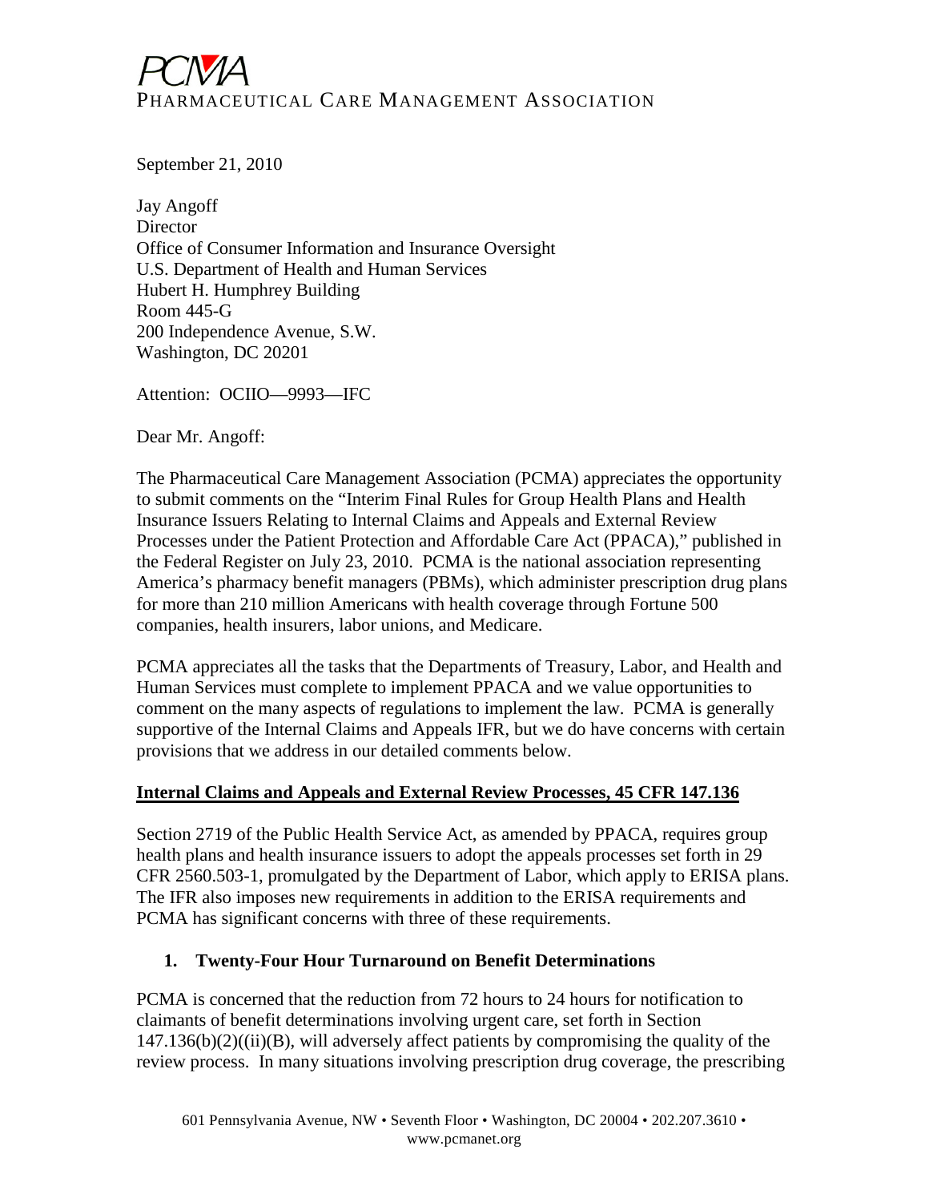# PCMA

PHARMACEUTICAL CARE MANAGEMENT ASSOCIATION

September 21, 2010

Jay Angoff
Director
Office of Consumer Information and Insurance Oversight
U.S. Department of Health and Human Services
Hubert H. Humphrey Building
Room 445-G
200 Independence Avenue, S.W.
Washington, DC 20201

Attention: OCIIO—9993—IFC

Dear Mr. Angoff:

The Pharmaceutical Care Management Association (PCMA) appreciates the opportunity to submit comments on the "Interim Final Rules for Group Health Plans and Health Insurance Issuers Relating to Internal Claims and Appeals and External Review Processes under the Patient Protection and Affordable Care Act (PPACA)," published in the Federal Register on July 23, 2010. PCMA is the national association representing America's pharmacy benefit managers (PBMs), which administer prescription drug plans for more than 210 million Americans with health coverage through Fortune 500 companies, health insurers, labor unions, and Medicare.

PCMA appreciates all the tasks that the Departments of Treasury, Labor, and Health and Human Services must complete to implement PPACA and we value opportunities to comment on the many aspects of regulations to implement the law. PCMA is generally supportive of the Internal Claims and Appeals IFR, but we do have concerns with certain provisions that we address in our detailed comments below.

**Internal Claims and Appeals and External Review Processes, 45 CFR 147.136**

Section 2719 of the Public Health Service Act, as amended by PPACA, requires group health plans and health insurance issuers to adopt the appeals processes set forth in 29 CFR 2560.503-1, promulgated by the Department of Labor, which apply to ERISA plans. The IFR also imposes new requirements in addition to the ERISA requirements and PCMA has significant concerns with three of these requirements.

**1. Twenty-Four Hour Turnaround on Benefit Determinations**

PCMA is concerned that the reduction from 72 hours to 24 hours for notification to claimants of benefit determinations involving urgent care, set forth in Section 147.136(b)(2)((ii)(B), will adversely affect patients by compromising the quality of the review process. In many situations involving prescription drug coverage, the prescribing

601 Pennsylvania Avenue, NW • Seventh Floor • Washington, DC 20004 • 202.207.3610 • www.pcmanet.org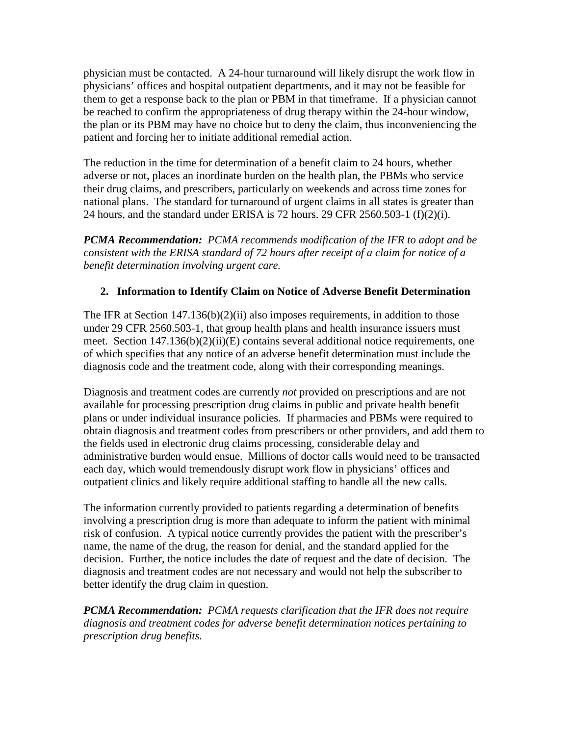physician must be contacted. A 24-hour turnaround will likely disrupt the work flow in physicians' offices and hospital outpatient departments, and it may not be feasible for them to get a response back to the plan or PBM in that timeframe. If a physician cannot be reached to confirm the appropriateness of drug therapy within the 24-hour window, the plan or its PBM may have no choice but to deny the claim, thus inconveniencing the patient and forcing her to initiate additional remedial action.

The reduction in the time for determination of a benefit claim to 24 hours, whether adverse or not, places an inordinate burden on the health plan, the PBMs who service their drug claims, and prescribers, particularly on weekends and across time zones for national plans. The standard for turnaround of urgent claims in all states is greater than 24 hours, and the standard under ERISA is 72 hours. 29 CFR 2560.503-1 (f)(2)(i).

***PCMA Recommendation:*** *PCMA recommends modification of the IFR to adopt and be consistent with the ERISA standard of 72 hours after receipt of a claim for notice of a benefit determination involving urgent care.*

### 2. Information to Identify Claim on Notice of Adverse Benefit Determination

The IFR at Section 147.136(b)(2)(ii) also imposes requirements, in addition to those under 29 CFR 2560.503-1, that group health plans and health insurance issuers must meet. Section 147.136(b)(2)(ii)(E) contains several additional notice requirements, one of which specifies that any notice of an adverse benefit determination must include the diagnosis code and the treatment code, along with their corresponding meanings.

Diagnosis and treatment codes are currently *not* provided on prescriptions and are not available for processing prescription drug claims in public and private health benefit plans or under individual insurance policies. If pharmacies and PBMs were required to obtain diagnosis and treatment codes from prescribers or other providers, and add them to the fields used in electronic drug claims processing, considerable delay and administrative burden would ensue. Millions of doctor calls would need to be transacted each day, which would tremendously disrupt work flow in physicians' offices and outpatient clinics and likely require additional staffing to handle all the new calls.

The information currently provided to patients regarding a determination of benefits involving a prescription drug is more than adequate to inform the patient with minimal risk of confusion. A typical notice currently provides the patient with the prescriber's name, the name of the drug, the reason for denial, and the standard applied for the decision. Further, the notice includes the date of request and the date of decision. The diagnosis and treatment codes are not necessary and would not help the subscriber to better identify the drug claim in question.

***PCMA Recommendation:*** *PCMA requests clarification that the IFR does not require diagnosis and treatment codes for adverse benefit determination notices pertaining to prescription drug benefits.*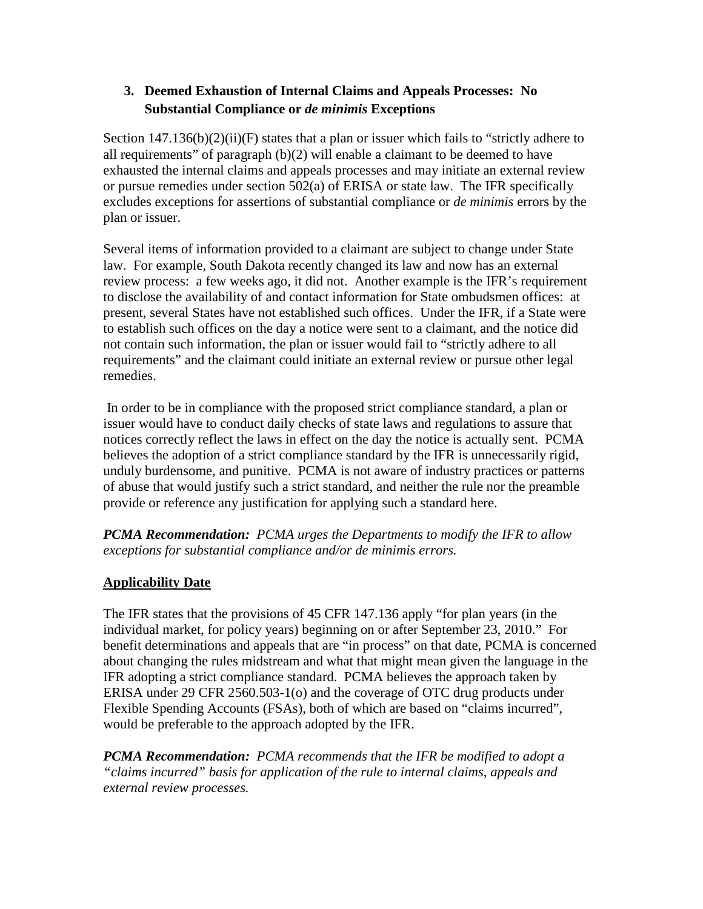### 3. Deemed Exhaustion of Internal Claims and Appeals Processes: No Substantial Compliance or *de minimis* Exceptions

Section 147.136(b)(2)(ii)(F) states that a plan or issuer which fails to "strictly adhere to all requirements" of paragraph (b)(2) will enable a claimant to be deemed to have exhausted the internal claims and appeals processes and may initiate an external review or pursue remedies under section 502(a) of ERISA or state law. The IFR specifically excludes exceptions for assertions of substantial compliance or *de minimis* errors by the plan or issuer.

Several items of information provided to a claimant are subject to change under State law. For example, South Dakota recently changed its law and now has an external review process: a few weeks ago, it did not. Another example is the IFR's requirement to disclose the availability of and contact information for State ombudsmen offices: at present, several States have not established such offices. Under the IFR, if a State were to establish such offices on the day a notice were sent to a claimant, and the notice did not contain such information, the plan or issuer would fail to "strictly adhere to all requirements" and the claimant could initiate an external review or pursue other legal remedies.

In order to be in compliance with the proposed strict compliance standard, a plan or issuer would have to conduct daily checks of state laws and regulations to assure that notices correctly reflect the laws in effect on the day the notice is actually sent. PCMA believes the adoption of a strict compliance standard by the IFR is unnecessarily rigid, unduly burdensome, and punitive. PCMA is not aware of industry practices or patterns of abuse that would justify such a strict standard, and neither the rule nor the preamble provide or reference any justification for applying such a standard here.

***PCMA Recommendation:*** *PCMA urges the Departments to modify the IFR to allow exceptions for substantial compliance and/or de minimis errors.*

## Applicability Date

The IFR states that the provisions of 45 CFR 147.136 apply "for plan years (in the individual market, for policy years) beginning on or after September 23, 2010." For benefit determinations and appeals that are "in process" on that date, PCMA is concerned about changing the rules midstream and what that might mean given the language in the IFR adopting a strict compliance standard. PCMA believes the approach taken by ERISA under 29 CFR 2560.503-1(o) and the coverage of OTC drug products under Flexible Spending Accounts (FSAs), both of which are based on "claims incurred", would be preferable to the approach adopted by the IFR.

***PCMA Recommendation:*** *PCMA recommends that the IFR be modified to adopt a "claims incurred" basis for application of the rule to internal claims, appeals and external review processes.*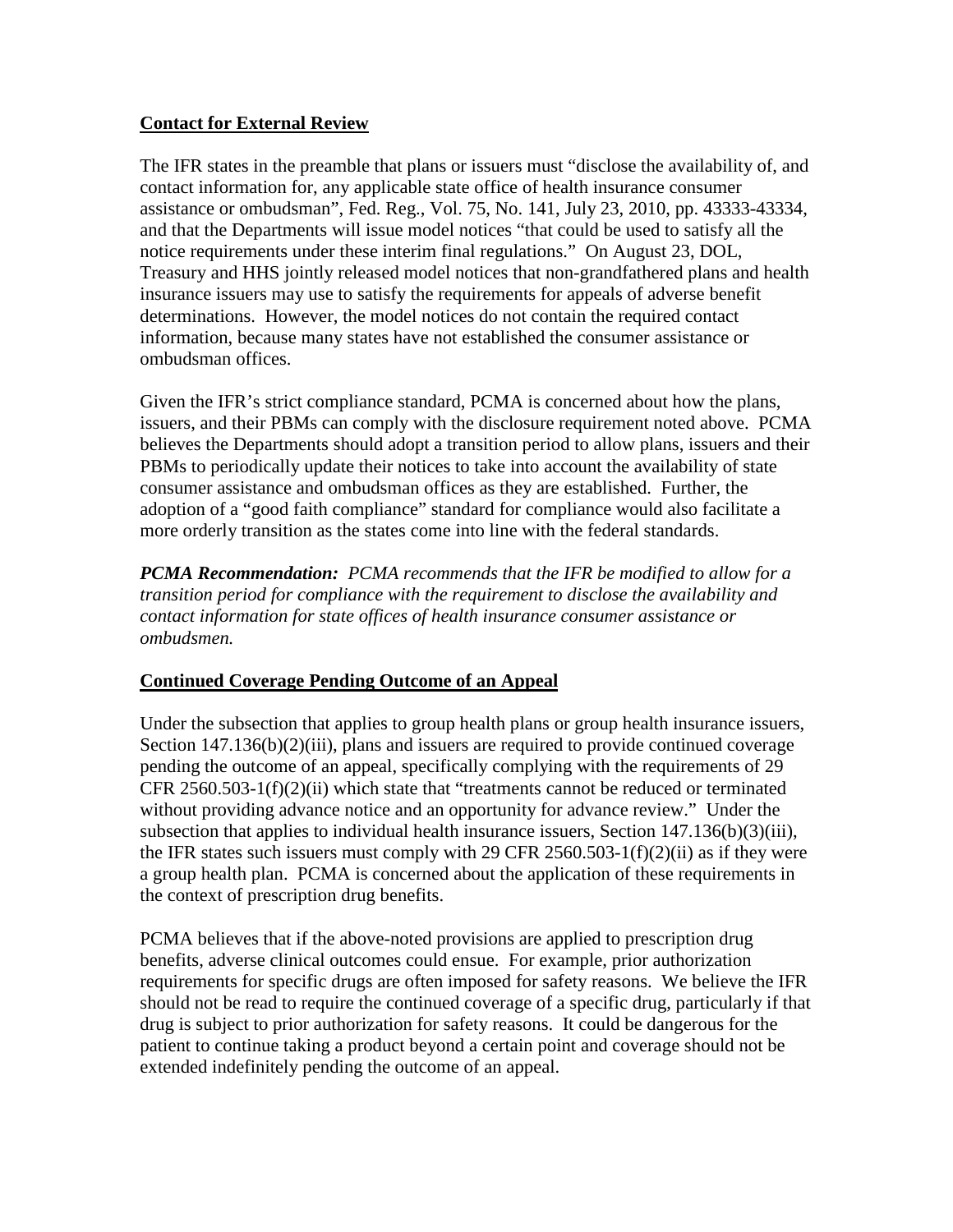**Contact for External Review**

The IFR states in the preamble that plans or issuers must "disclose the availability of, and contact information for, any applicable state office of health insurance consumer assistance or ombudsman", Fed. Reg., Vol. 75, No. 141, July 23, 2010, pp. 43333-43334, and that the Departments will issue model notices "that could be used to satisfy all the notice requirements under these interim final regulations." On August 23, DOL, Treasury and HHS jointly released model notices that non-grandfathered plans and health insurance issuers may use to satisfy the requirements for appeals of adverse benefit determinations. However, the model notices do not contain the required contact information, because many states have not established the consumer assistance or ombudsman offices.

Given the IFR's strict compliance standard, PCMA is concerned about how the plans, issuers, and their PBMs can comply with the disclosure requirement noted above. PCMA believes the Departments should adopt a transition period to allow plans, issuers and their PBMs to periodically update their notices to take into account the availability of state consumer assistance and ombudsman offices as they are established. Further, the adoption of a "good faith compliance" standard for compliance would also facilitate a more orderly transition as the states come into line with the federal standards.

***PCMA Recommendation:*** *PCMA recommends that the IFR be modified to allow for a transition period for compliance with the requirement to disclose the availability and contact information for state offices of health insurance consumer assistance or ombudsmen.*

**Continued Coverage Pending Outcome of an Appeal**

Under the subsection that applies to group health plans or group health insurance issuers, Section 147.136(b)(2)(iii), plans and issuers are required to provide continued coverage pending the outcome of an appeal, specifically complying with the requirements of 29 CFR 2560.503-1(f)(2)(ii) which state that "treatments cannot be reduced or terminated without providing advance notice and an opportunity for advance review." Under the subsection that applies to individual health insurance issuers, Section 147.136(b)(3)(iii), the IFR states such issuers must comply with 29 CFR 2560.503-1(f)(2)(ii) as if they were a group health plan. PCMA is concerned about the application of these requirements in the context of prescription drug benefits.

PCMA believes that if the above-noted provisions are applied to prescription drug benefits, adverse clinical outcomes could ensue. For example, prior authorization requirements for specific drugs are often imposed for safety reasons. We believe the IFR should not be read to require the continued coverage of a specific drug, particularly if that drug is subject to prior authorization for safety reasons. It could be dangerous for the patient to continue taking a product beyond a certain point and coverage should not be extended indefinitely pending the outcome of an appeal.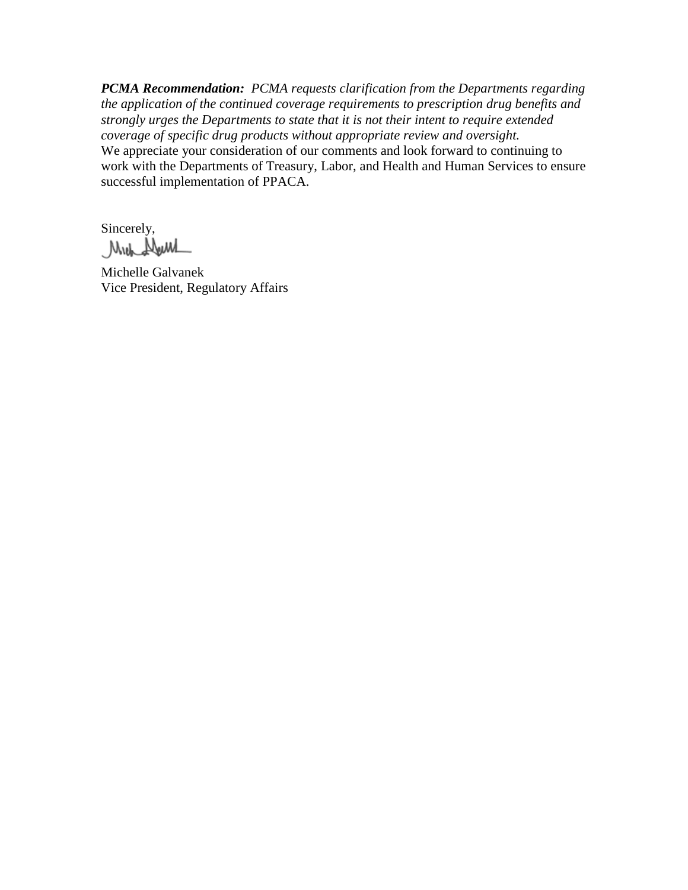***PCMA Recommendation:*** *PCMA requests clarification from the Departments regarding the application of the continued coverage requirements to prescription drug benefits and strongly urges the Departments to state that it is not their intent to require extended coverage of specific drug products without appropriate review and oversight.*

We appreciate your consideration of our comments and look forward to continuing to work with the Departments of Treasury, Labor, and Health and Human Services to ensure successful implementation of PPACA.

Sincerely,

Michelle Galvanek
Vice President, Regulatory Affairs